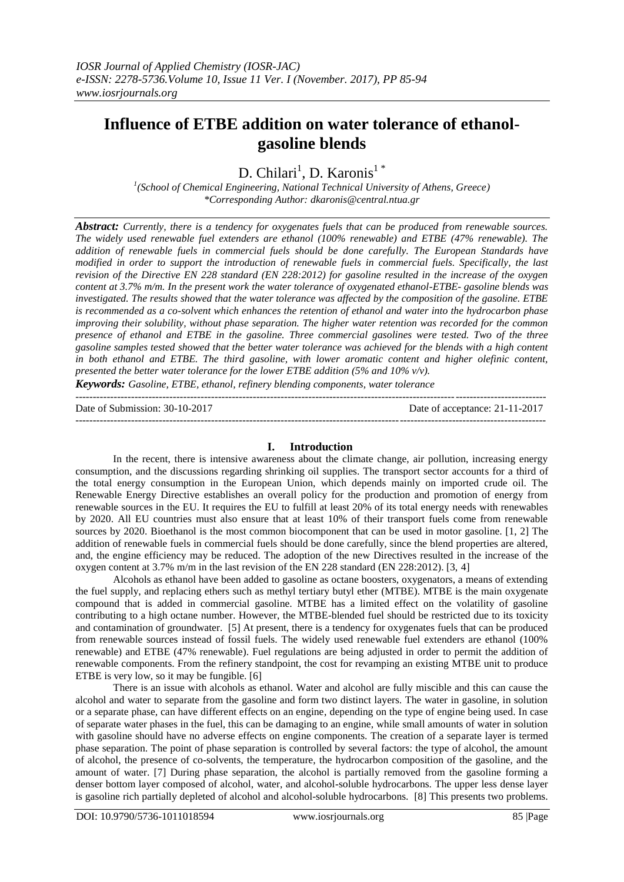# Influence of ETBE addition on water tolerance of ethanol-gasoline blends

D. Chilari[1], D. Karonis[1 *]

[1](School of Chemical Engineering, National Technical University of Athens, Greece)
*Corresponding Author: dkaronis@central.ntua.gr

***Abstract:*** *Currently, there is a tendency for oxygenates fuels that can be produced from renewable sources. The widely used renewable fuel extenders are ethanol (100% renewable) and ETBE (47% renewable). The addition of renewable fuels in commercial fuels should be done carefully. The European Standards have modified in order to support the introduction of renewable fuels in commercial fuels. Specifically, the last revision of the Directive EN 228 standard (EN 228:2012) for gasoline resulted in the increase of the oxygen content at 3.7% m/m. In the present work the water tolerance of oxygenated ethanol-ETBE- gasoline blends was investigated. The results showed that the water tolerance was affected by the composition of the gasoline. ETBE is recommended as a co-solvent which enhances the retention of ethanol and water into the hydrocarbon phase improving their solubility, without phase separation. The higher water retention was recorded for the common presence of ethanol and ETBE in the gasoline. Three commercial gasolines were tested. Two of the three gasoline samples tested showed that the better water tolerance was achieved for the blends with a high content in both ethanol and ETBE. The third gasoline, with lower aromatic content and higher olefinic content, presented the better water tolerance for the lower ETBE addition (5% and 10% v/v).*

***Keywords:*** *Gasoline, ETBE, ethanol, refinery blending components, water tolerance*

---

Date of Submission: 30-10-2017 Date of acceptance: 21-11-2017

---

## I. Introduction

In the recent, there is intensive awareness about the climate change, air pollution, increasing energy consumption, and the discussions regarding shrinking oil supplies. The transport sector accounts for a third of the total energy consumption in the European Union, which depends mainly on imported crude oil. The Renewable Energy Directive establishes an overall policy for the production and promotion of energy from renewable sources in the EU. It requires the EU to fulfill at least 20% of its total energy needs with renewables by 2020. All EU countries must also ensure that at least 10% of their transport fuels come from renewable sources by 2020. Bioethanol is the most common biocomponent that can be used in motor gasoline. [1, 2] The addition of renewable fuels in commercial fuels should be done carefully, since the blend properties are altered, and, the engine efficiency may be reduced. The adoption of the new Directives resulted in the increase of the oxygen content at 3.7% m/m in the last revision of the EN 228 standard (EN 228:2012). [3, 4]

Alcohols as ethanol have been added to gasoline as octane boosters, oxygenators, a means of extending the fuel supply, and replacing ethers such as methyl tertiary butyl ether (MTBE). MTBE is the main oxygenate compound that is added in commercial gasoline. MTBE has a limited effect on the volatility of gasoline contributing to a high octane number. However, the MTBE-blended fuel should be restricted due to its toxicity and contamination of groundwater. [5] At present, there is a tendency for oxygenates fuels that can be produced from renewable sources instead of fossil fuels. The widely used renewable fuel extenders are ethanol (100% renewable) and ETBE (47% renewable). Fuel regulations are being adjusted in order to permit the addition of renewable components. From the refinery standpoint, the cost for revamping an existing MTBE unit to produce ETBE is very low, so it may be fungible. [6]

There is an issue with alcohols as ethanol. Water and alcohol are fully miscible and this can cause the alcohol and water to separate from the gasoline and form two distinct layers. The water in gasoline, in solution or a separate phase, can have different effects on an engine, depending on the type of engine being used. In case of separate water phases in the fuel, this can be damaging to an engine, while small amounts of water in solution with gasoline should have no adverse effects on engine components. The creation of a separate layer is termed phase separation. The point of phase separation is controlled by several factors: the type of alcohol, the amount of alcohol, the presence of co-solvents, the temperature, the hydrocarbon composition of the gasoline, and the amount of water. [7] During phase separation, the alcohol is partially removed from the gasoline forming a denser bottom layer composed of alcohol, water, and alcohol-soluble hydrocarbons. The upper less dense layer is gasoline rich partially depleted of alcohol and alcohol-soluble hydrocarbons. [8] This presents two problems.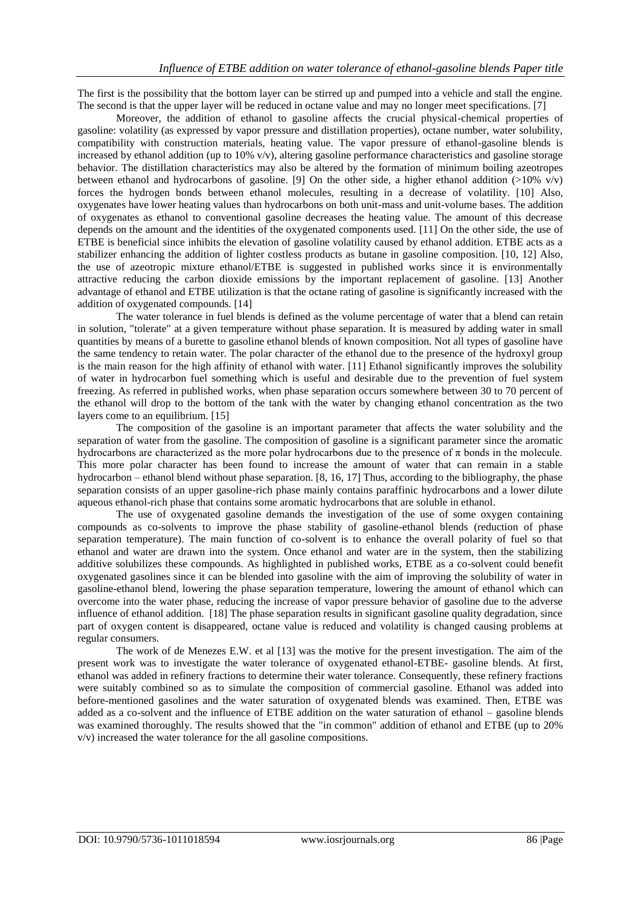The first is the possibility that the bottom layer can be stirred up and pumped into a vehicle and stall the engine. The second is that the upper layer will be reduced in octane value and may no longer meet specifications. [7]

Moreover, the addition of ethanol to gasoline affects the crucial physical-chemical properties of gasoline: volatility (as expressed by vapor pressure and distillation properties), octane number, water solubility, compatibility with construction materials, heating value. The vapor pressure of ethanol-gasoline blends is increased by ethanol addition (up to 10% v/v), altering gasoline performance characteristics and gasoline storage behavior. The distillation characteristics may also be altered by the formation of minimum boiling azeotropes between ethanol and hydrocarbons of gasoline. [9] On the other side, a higher ethanol addition (>10% v/v) forces the hydrogen bonds between ethanol molecules, resulting in a decrease of volatility. [10] Also, oxygenates have lower heating values than hydrocarbons on both unit-mass and unit-volume bases. The addition of oxygenates as ethanol to conventional gasoline decreases the heating value. The amount of this decrease depends on the amount and the identities of the oxygenated components used. [11] On the other side, the use of ETBE is beneficial since inhibits the elevation of gasoline volatility caused by ethanol addition. ETBE acts as a stabilizer enhancing the addition of lighter costless products as butane in gasoline composition. [10, 12] Also, the use of azeotropic mixture ethanol/ETBE is suggested in published works since it is environmentally attractive reducing the carbon dioxide emissions by the important replacement of gasoline. [13] Another advantage of ethanol and ETBE utilization is that the octane rating of gasoline is significantly increased with the addition of oxygenated compounds. [14]

The water tolerance in fuel blends is defined as the volume percentage of water that a blend can retain in solution, "tolerate" at a given temperature without phase separation. It is measured by adding water in small quantities by means of a burette to gasoline ethanol blends of known composition. Not all types of gasoline have the same tendency to retain water. The polar character of the ethanol due to the presence of the hydroxyl group is the main reason for the high affinity of ethanol with water. [11] Ethanol significantly improves the solubility of water in hydrocarbon fuel something which is useful and desirable due to the prevention of fuel system freezing. As referred in published works, when phase separation occurs somewhere between 30 to 70 percent of the ethanol will drop to the bottom of the tank with the water by changing ethanol concentration as the two layers come to an equilibrium. [15]

The composition of the gasoline is an important parameter that affects the water solubility and the separation of water from the gasoline. The composition of gasoline is a significant parameter since the aromatic hydrocarbons are characterized as the more polar hydrocarbons due to the presence of π bonds in the molecule. This more polar character has been found to increase the amount of water that can remain in a stable hydrocarbon – ethanol blend without phase separation. [8, 16, 17] Thus, according to the bibliography, the phase separation consists of an upper gasoline-rich phase mainly contains paraffinic hydrocarbons and a lower dilute aqueous ethanol-rich phase that contains some aromatic hydrocarbons that are soluble in ethanol.

The use of oxygenated gasoline demands the investigation of the use of some oxygen containing compounds as co-solvents to improve the phase stability of gasoline-ethanol blends (reduction of phase separation temperature). The main function of co-solvent is to enhance the overall polarity of fuel so that ethanol and water are drawn into the system. Once ethanol and water are in the system, then the stabilizing additive solubilizes these compounds. As highlighted in published works, ETBE as a co-solvent could benefit oxygenated gasolines since it can be blended into gasoline with the aim of improving the solubility of water in gasoline-ethanol blend, lowering the phase separation temperature, lowering the amount of ethanol which can overcome into the water phase, reducing the increase of vapor pressure behavior of gasoline due to the adverse influence of ethanol addition. [18] The phase separation results in significant gasoline quality degradation, since part of oxygen content is disappeared, octane value is reduced and volatility is changed causing problems at regular consumers.

The work of de Menezes E.W. et al [13] was the motive for the present investigation. The aim of the present work was to investigate the water tolerance of oxygenated ethanol-ETBE- gasoline blends. At first, ethanol was added in refinery fractions to determine their water tolerance. Consequently, these refinery fractions were suitably combined so as to simulate the composition of commercial gasoline. Ethanol was added into before-mentioned gasolines and the water saturation of oxygenated blends was examined. Then, ETBE was added as a co-solvent and the influence of ETBE addition on the water saturation of ethanol – gasoline blends was examined thoroughly. The results showed that the "in common" addition of ethanol and ETBE (up to 20% v/v) increased the water tolerance for the all gasoline compositions.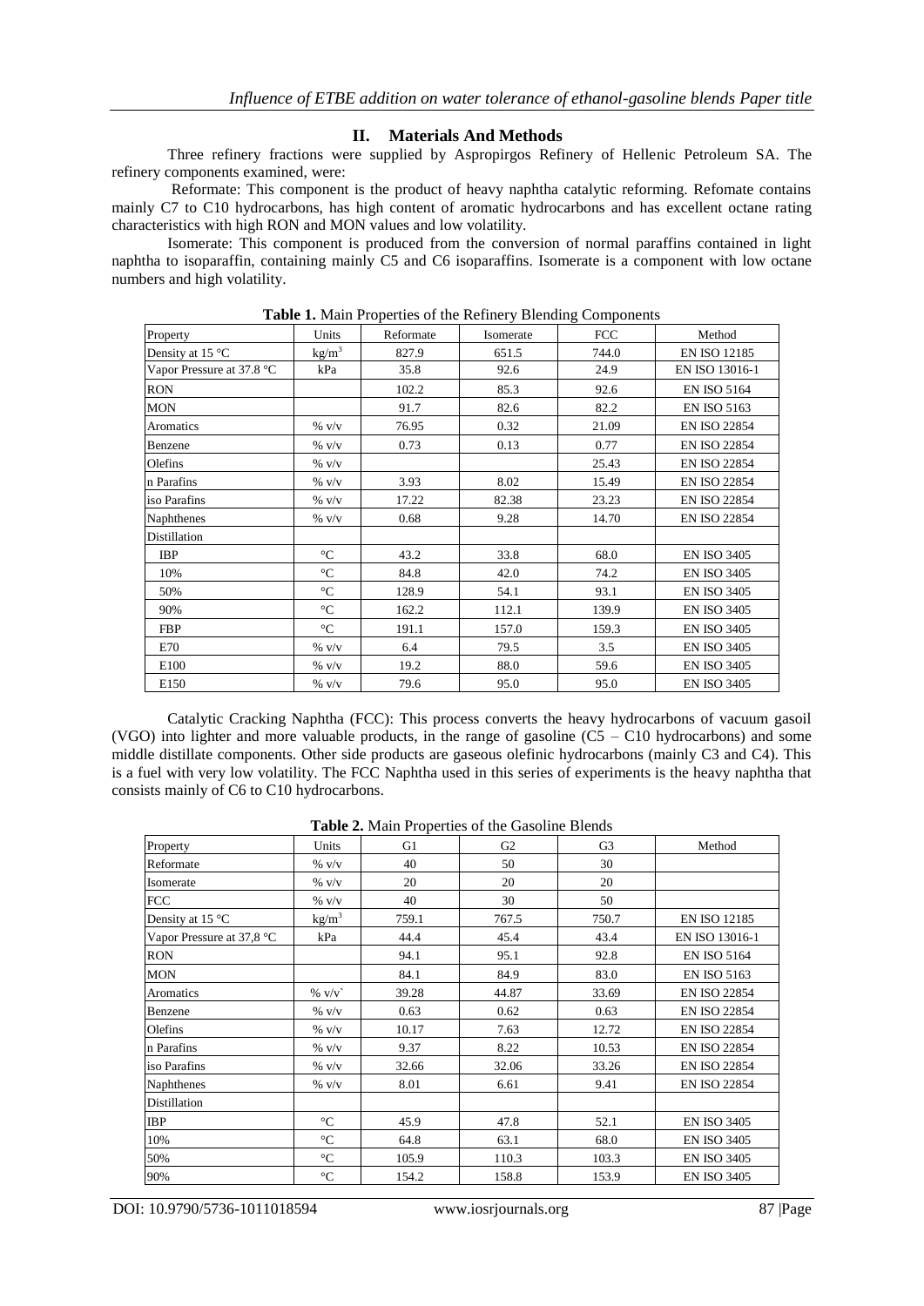## II. Materials And Methods

Three refinery fractions were supplied by Aspropirgos Refinery of Hellenic Petroleum SA. The refinery components examined, were:

Reformate: This component is the product of heavy naphtha catalytic reforming. Refomate contains mainly C7 to C10 hydrocarbons, has high content of aromatic hydrocarbons and has excellent octane rating characteristics with high RON and MON values and low volatility.

Isomerate: This component is produced from the conversion of normal paraffins contained in light naphtha to isoparaffin, containing mainly C5 and C6 isoparaffins. Isomerate is a component with low octane numbers and high volatility.

**Table 1.** Main Properties of the Refinery Blending Components

| Property | Units | Reformate | Isomerate | FCC | Method |
|---|---|---|---|---|---|
| Density at 15 °C | kg/m$^3$ | 827.9 | 651.5 | 744.0 | EN ISO 12185 |
| Vapor Pressure at 37.8 °C | kPa | 35.8 | 92.6 | 24.9 | EN ISO 13016-1 |
| RON | | 102.2 | 85.3 | 92.6 | EN ISO 5164 |
| MON | | 91.7 | 82.6 | 82.2 | EN ISO 5163 |
| Aromatics | % v/v | 76.95 | 0.32 | 21.09 | EN ISO 22854 |
| Benzene | % v/v | 0.73 | 0.13 | 0.77 | EN ISO 22854 |
| Olefins | % v/v | | | 25.43 | EN ISO 22854 |
| n Parafins | % v/v | 3.93 | 8.02 | 15.49 | EN ISO 22854 |
| iso Parafins | % v/v | 17.22 | 82.38 | 23.23 | EN ISO 22854 |
| Naphthenes | % v/v | 0.68 | 9.28 | 14.70 | EN ISO 22854 |
| Distillation | | | | | |
| IBP | °C | 43.2 | 33.8 | 68.0 | EN ISO 3405 |
| 10% | °C | 84.8 | 42.0 | 74.2 | EN ISO 3405 |
| 50% | °C | 128.9 | 54.1 | 93.1 | EN ISO 3405 |
| 90% | °C | 162.2 | 112.1 | 139.9 | EN ISO 3405 |
| FBP | °C | 191.1 | 157.0 | 159.3 | EN ISO 3405 |
| E70 | % v/v | 6.4 | 79.5 | 3.5 | EN ISO 3405 |
| E100 | % v/v | 19.2 | 88.0 | 59.6 | EN ISO 3405 |
| E150 | % v/v | 79.6 | 95.0 | 95.0 | EN ISO 3405 |

Catalytic Cracking Naphtha (FCC): This process converts the heavy hydrocarbons of vacuum gasoil (VGO) into lighter and more valuable products, in the range of gasoline (C5 – C10 hydrocarbons) and some middle distillate components. Other side products are gaseous olefinic hydrocarbons (mainly C3 and C4). This is a fuel with very low volatility. The FCC Naphtha used in this series of experiments is the heavy naphtha that consists mainly of C6 to C10 hydrocarbons.

**Table 2.** Main Properties of the Gasoline Blends

| Property | Units | G1 | G2 | G3 | Method |
|---|---|---|---|---|---|
| Reformate | % v/v | 40 | 50 | 30 | |
| Isomerate | % v/v | 20 | 20 | 20 | |
| FCC | % v/v | 40 | 30 | 50 | |
| Density at 15 °C | kg/m$^3$ | 759.1 | 767.5 | 750.7 | EN ISO 12185 |
| Vapor Pressure at 37,8 °C | kPa | 44.4 | 45.4 | 43.4 | EN ISO 13016-1 |
| RON | | 94.1 | 95.1 | 92.8 | EN ISO 5164 |
| MON | | 84.1 | 84.9 | 83.0 | EN ISO 5163 |
| Aromatics | % v/v` | 39.28 | 44.87 | 33.69 | EN ISO 22854 |
| Benzene | % v/v | 0.63 | 0.62 | 0.63 | EN ISO 22854 |
| Olefins | % v/v | 10.17 | 7.63 | 12.72 | EN ISO 22854 |
| n Parafins | % v/v | 9.37 | 8.22 | 10.53 | EN ISO 22854 |
| iso Parafins | % v/v | 32.66 | 32.06 | 33.26 | EN ISO 22854 |
| Naphthenes | % v/v | 8.01 | 6.61 | 9.41 | EN ISO 22854 |
| Distillation | | | | | |
| IBP | °C | 45.9 | 47.8 | 52.1 | EN ISO 3405 |
| 10% | °C | 64.8 | 63.1 | 68.0 | EN ISO 3405 |
| 50% | °C | 105.9 | 110.3 | 103.3 | EN ISO 3405 |
| 90% | °C | 154.2 | 158.8 | 153.9 | EN ISO 3405 |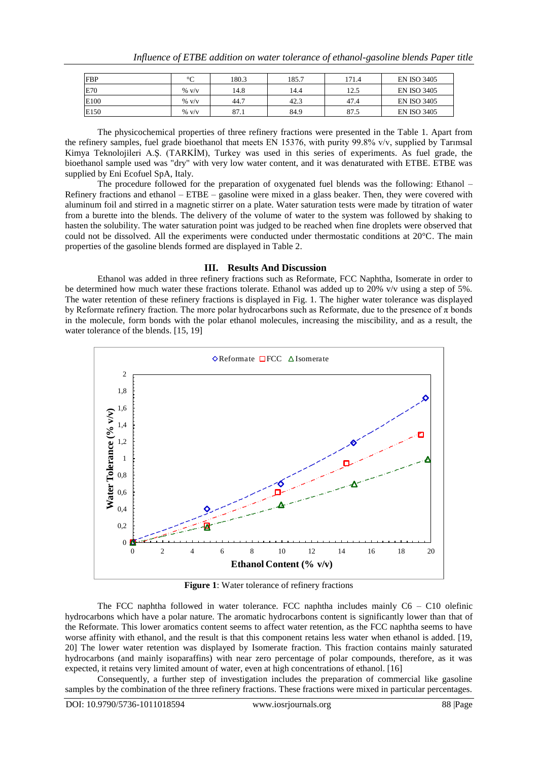| FBP | °C | 180.3 | 185.7 | 171.4 | EN ISO 3405 |
|---|---|---|---|---|---|
| E70 | % v/v | 14.8 | 14.4 | 12.5 | EN ISO 3405 |
| E100 | % v/v | 44.7 | 42.3 | 47.4 | EN ISO 3405 |
| E150 | % v/v | 87.1 | 84.9 | 87.5 | EN ISO 3405 |

The physicochemical properties of three refinery fractions were presented in the Table 1. Apart from the refinery samples, fuel grade bioethanol that meets EN 15376, with purity 99.8% v/v, supplied by Tarımsal Kimya Teknolojileri A.Ş. (TARKİM), Turkey was used in this series of experiments. As fuel grade, the bioethanol sample used was "dry" with very low water content, and it was denaturated with ETBE. ETBE was supplied by Eni Ecofuel SpA, Italy.

The procedure followed for the preparation of oxygenated fuel blends was the following: Ethanol – Refinery fractions and ethanol – ETBE – gasoline were mixed in a glass beaker. Then, they were covered with aluminum foil and stirred in a magnetic stirrer on a plate. Water saturation tests were made by titration of water from a burette into the blends. The delivery of the volume of water to the system was followed by shaking to hasten the solubility. The water saturation point was judged to be reached when fine droplets were observed that could not be dissolved. All the experiments were conducted under thermostatic conditions at 20°C. The main properties of the gasoline blends formed are displayed in Table 2.

## III. Results And Discussion

Ethanol was added in three refinery fractions such as Reformate, FCC Naphtha, Isomerate in order to be determined how much water these fractions tolerate. Ethanol was added up to 20% v/v using a step of 5%. The water retention of these refinery fractions is displayed in Fig. 1. The higher water tolerance was displayed by Reformate refinery fraction. The more polar hydrocarbons such as Reformate, due to the presence of π bonds in the molecule, form bonds with the polar ethanol molecules, increasing the miscibility, and as a result, the water tolerance of the blends. [15, 19]

**Figure 1**: Water tolerance of refinery fractions

The FCC naphtha followed in water tolerance. FCC naphtha includes mainly C6 – C10 olefinic hydrocarbons which have a polar nature. The aromatic hydrocarbons content is significantly lower than that of the Reformate. This lower aromatics content seems to affect water retention, as the FCC naphtha seems to have worse affinity with ethanol, and the result is that this component retains less water when ethanol is added. [19, 20] The lower water retention was displayed by Isomerate fraction. This fraction contains mainly saturated hydrocarbons (and mainly isoparaffins) with near zero percentage of polar compounds, therefore, as it was expected, it retains very limited amount of water, even at high concentrations of ethanol. [16]

Consequently, a further step of investigation includes the preparation of commercial like gasoline samples by the combination of the three refinery fractions. These fractions were mixed in particular percentages.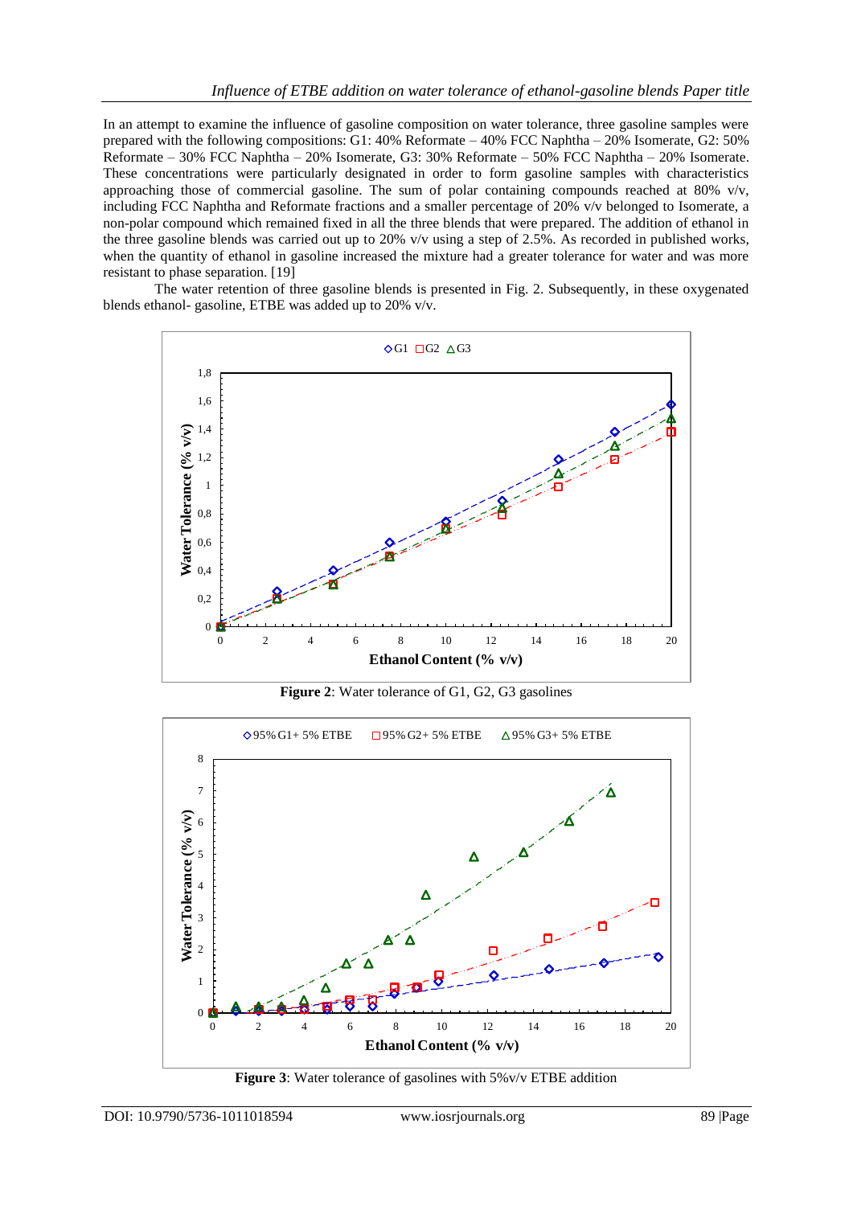In an attempt to examine the influence of gasoline composition on water tolerance, three gasoline samples were prepared with the following compositions: G1: 40% Reformate – 40% FCC Naphtha – 20% Isomerate, G2: 50% Reformate – 30% FCC Naphtha – 20% Isomerate, G3: 30% Reformate – 50% FCC Naphtha – 20% Isomerate. These concentrations were particularly designated in order to form gasoline samples with characteristics approaching those of commercial gasoline. The sum of polar containing compounds reached at 80% v/v, including FCC Naphtha and Reformate fractions and a smaller percentage of 20% v/v belonged to Isomerate, a non-polar compound which remained fixed in all the three blends that were prepared. The addition of ethanol in the three gasoline blends was carried out up to 20% v/v using a step of 2.5%. As recorded in published works, when the quantity of ethanol in gasoline increased the mixture had a greater tolerance for water and was more resistant to phase separation. [19]

The water retention of three gasoline blends is presented in Fig. 2. Subsequently, in these oxygenated blends ethanol- gasoline, ETBE was added up to 20% v/v.

**Figure 2**: Water tolerance of G1, G2, G3 gasolines

**Figure 3**: Water tolerance of gasolines with 5%v/v ETBE addition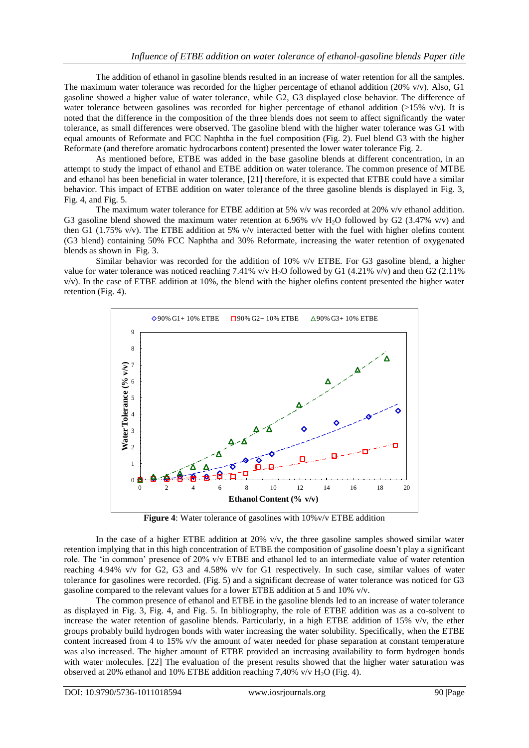The addition of ethanol in gasoline blends resulted in an increase of water retention for all the samples. The maximum water tolerance was recorded for the higher percentage of ethanol addition (20% v/v). Also, G1 gasoline showed a higher value of water tolerance, while G2, G3 displayed close behavior. The difference of water tolerance between gasolines was recorded for higher percentage of ethanol addition (>15% v/v). It is noted that the difference in the composition of the three blends does not seem to affect significantly the water tolerance, as small differences were observed. The gasoline blend with the higher water tolerance was G1 with equal amounts of Reformate and FCC Naphtha in the fuel composition (Fig. 2). Fuel blend G3 with the higher Reformate (and therefore aromatic hydrocarbons content) presented the lower water tolerance Fig. 2.

As mentioned before, ETBE was added in the base gasoline blends at different concentration, in an attempt to study the impact of ethanol and ETBE addition on water tolerance. The common presence of MTBE and ethanol has been beneficial in water tolerance, [21] therefore, it is expected that ETBE could have a similar behavior. This impact of ETBE addition on water tolerance of the three gasoline blends is displayed in Fig. 3, Fig. 4, and Fig. 5.

The maximum water tolerance for ETBE addition at 5% v/v was recorded at 20% v/v ethanol addition. G3 gasoline blend showed the maximum water retention at 6.96% v/v $H_2O$ followed by G2 (3.47% v/v) and then G1 (1.75% v/v). The ETBE addition at 5% v/v interacted better with the fuel with higher olefins content (G3 blend) containing 50% FCC Naphtha and 30% Reformate, increasing the water retention of oxygenated blends as shown in Fig. 3.

Similar behavior was recorded for the addition of 10% v/v ETBE. For G3 gasoline blend, a higher value for water tolerance was noticed reaching 7.41% v/v $H_2O$ followed by G1 (4.21% v/v) and then G2 (2.11% v/v). In the case of ETBE addition at 10%, the blend with the higher olefins content presented the higher water retention (Fig. 4).

**Figure 4**: Water tolerance of gasolines with 10%v/v ETBE addition

In the case of a higher ETBE addition at 20% v/v, the three gasoline samples showed similar water retention implying that in this high concentration of ETBE the composition of gasoline doesn't play a significant role. The 'in common' presence of 20% v/v ETBE and ethanol led to an intermediate value of water retention reaching 4.94% v/v for G2, G3 and 4.58% v/v for G1 respectively. In such case, similar values of water tolerance for gasolines were recorded. (Fig. 5) and a significant decrease of water tolerance was noticed for G3 gasoline compared to the relevant values for a lower ETBE addition at 5 and 10% v/v.

The common presence of ethanol and ETBE in the gasoline blends led to an increase of water tolerance as displayed in Fig. 3, Fig. 4, and Fig. 5. In bibliography, the role of ETBE addition was as a co-solvent to increase the water retention of gasoline blends. Particularly, in a high ETBE addition of 15% v/v, the ether groups probably build hydrogen bonds with water increasing the water solubility. Specifically, when the ETBE content increased from 4 to 15% v/v the amount of water needed for phase separation at constant temperature was also increased. The higher amount of ETBE provided an increasing availability to form hydrogen bonds with water molecules. [22] The evaluation of the present results showed that the higher water saturation was observed at 20% ethanol and 10% ETBE addition reaching 7,40% v/v $H_2O$ (Fig. 4).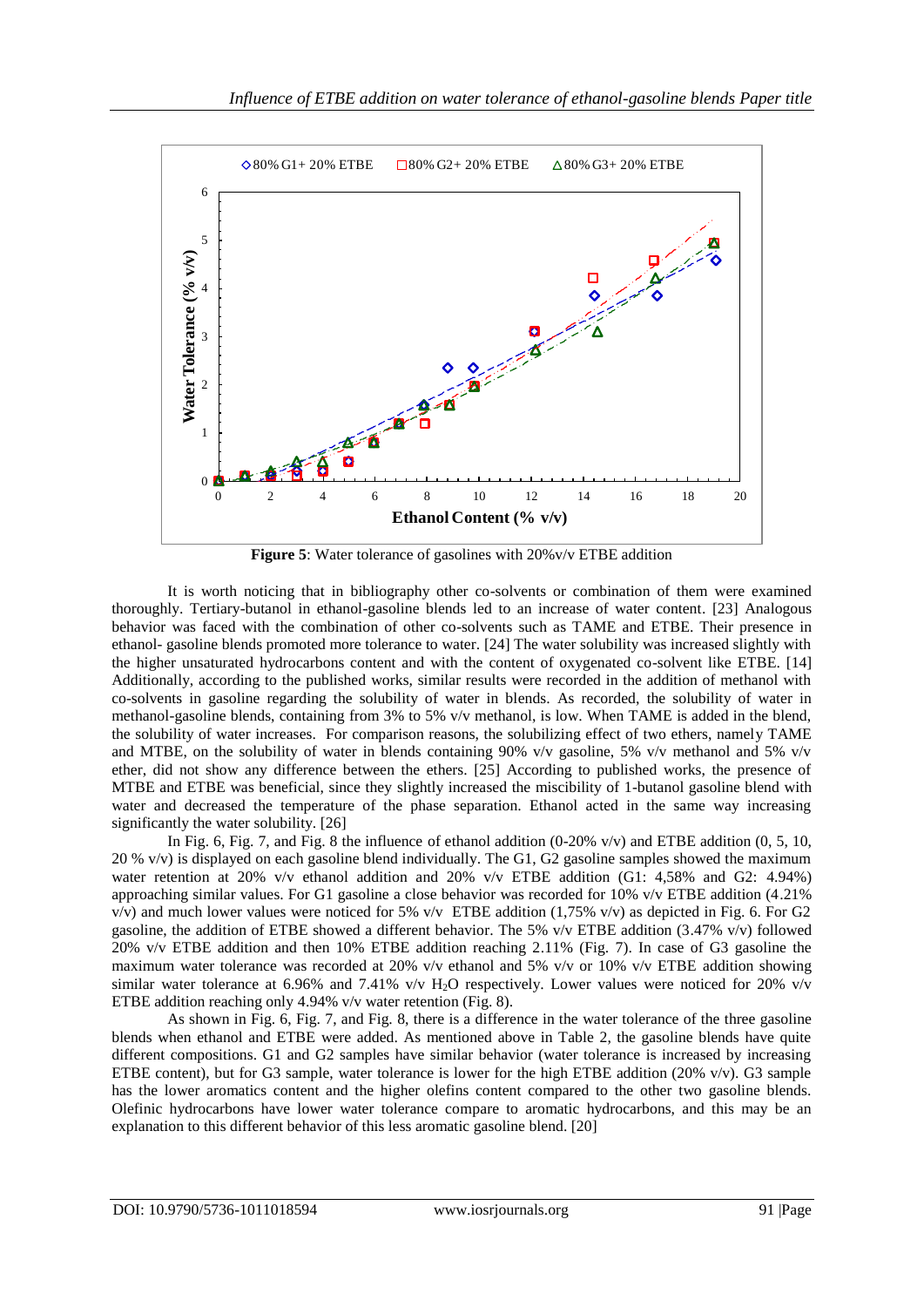**Figure 5**: Water tolerance of gasolines with 20%v/v ETBE addition

It is worth noticing that in bibliography other co-solvents or combination of them were examined thoroughly. Tertiary-butanol in ethanol-gasoline blends led to an increase of water content. [23] Analogous behavior was faced with the combination of other co-solvents such as TAME and ETBE. Their presence in ethanol- gasoline blends promoted more tolerance to water. [24] The water solubility was increased slightly with the higher unsaturated hydrocarbons content and with the content of oxygenated co-solvent like ETBE. [14] Additionally, according to the published works, similar results were recorded in the addition of methanol with co-solvents in gasoline regarding the solubility of water in blends. As recorded, the solubility of water in methanol-gasoline blends, containing from 3% to 5% v/v methanol, is low. When TAME is added in the blend, the solubility of water increases. For comparison reasons, the solubilizing effect of two ethers, namely TAME and MTBE, on the solubility of water in blends containing 90% v/v gasoline, 5% v/v methanol and 5% v/v ether, did not show any difference between the ethers. [25] According to published works, the presence of MTBE and ETBE was beneficial, since they slightly increased the miscibility of 1-butanol gasoline blend with water and decreased the temperature of the phase separation. Ethanol acted in the same way increasing significantly the water solubility. [26]

In Fig. 6, Fig. 7, and Fig. 8 the influence of ethanol addition (0-20% v/v) and ETBE addition (0, 5, 10, 20 % v/v) is displayed on each gasoline blend individually. The G1, G2 gasoline samples showed the maximum water retention at 20% v/v ethanol addition and 20% v/v ETBE addition (G1: 4,58% and G2: 4.94%) approaching similar values. For G1 gasoline a close behavior was recorded for 10% v/v ETBE addition (4.21% v/v) and much lower values were noticed for 5% v/v ETBE addition (1,75% v/v) as depicted in Fig. 6. For G2 gasoline, the addition of ETBE showed a different behavior. The 5% v/v ETBE addition (3.47% v/v) followed 20% v/v ETBE addition and then 10% ETBE addition reaching 2.11% (Fig. 7). In case of G3 gasoline the maximum water tolerance was recorded at 20% v/v ethanol and 5% v/v or 10% v/v ETBE addition showing similar water tolerance at 6.96% and 7.41% v/v $H_2O$ respectively. Lower values were noticed for 20% v/v ETBE addition reaching only 4.94% v/v water retention (Fig. 8).

As shown in Fig. 6, Fig. 7, and Fig. 8, there is a difference in the water tolerance of the three gasoline blends when ethanol and ETBE were added. As mentioned above in Table 2, the gasoline blends have quite different compositions. G1 and G2 samples have similar behavior (water tolerance is increased by increasing ETBE content), but for G3 sample, water tolerance is lower for the high ETBE addition (20% v/v). G3 sample has the lower aromatics content and the higher olefins content compared to the other two gasoline blends. Olefinic hydrocarbons have lower water tolerance compare to aromatic hydrocarbons, and this may be an explanation to this different behavior of this less aromatic gasoline blend. [20]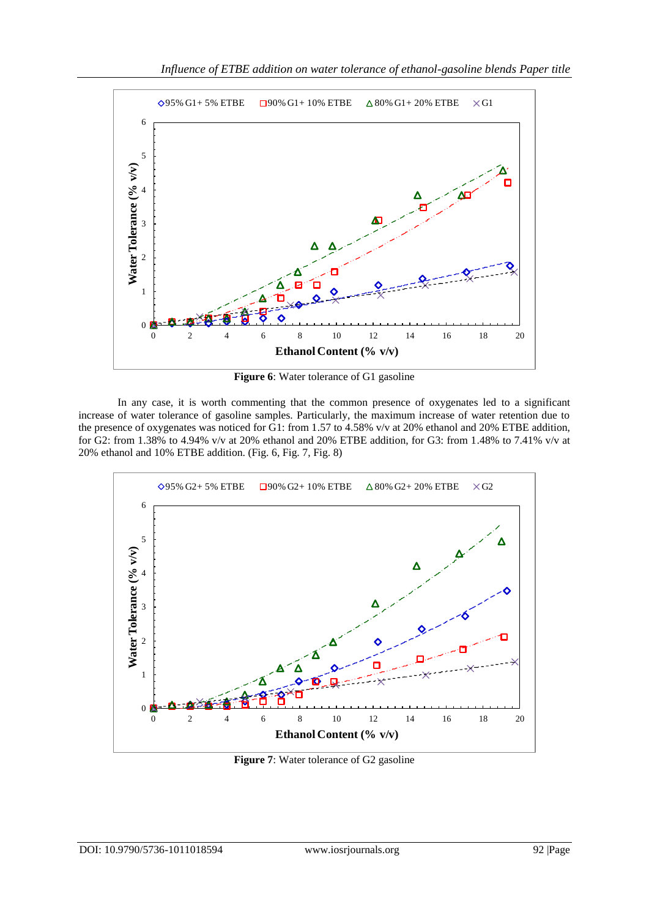**Figure 6**: Water tolerance of G1 gasoline

In any case, it is worth commenting that the common presence of oxygenates led to a significant increase of water tolerance of gasoline samples. Particularly, the maximum increase of water retention due to the presence of oxygenates was noticed for G1: from 1.57 to 4.58% v/v at 20% ethanol and 20% ETBE addition, for G2: from 1.38% to 4.94% v/v at 20% ethanol and 20% ETBE addition, for G3: from 1.48% to 7.41% v/v at 20% ethanol and 10% ETBE addition. (Fig. 6, Fig. 7, Fig. 8)

**Figure 7**: Water tolerance of G2 gasoline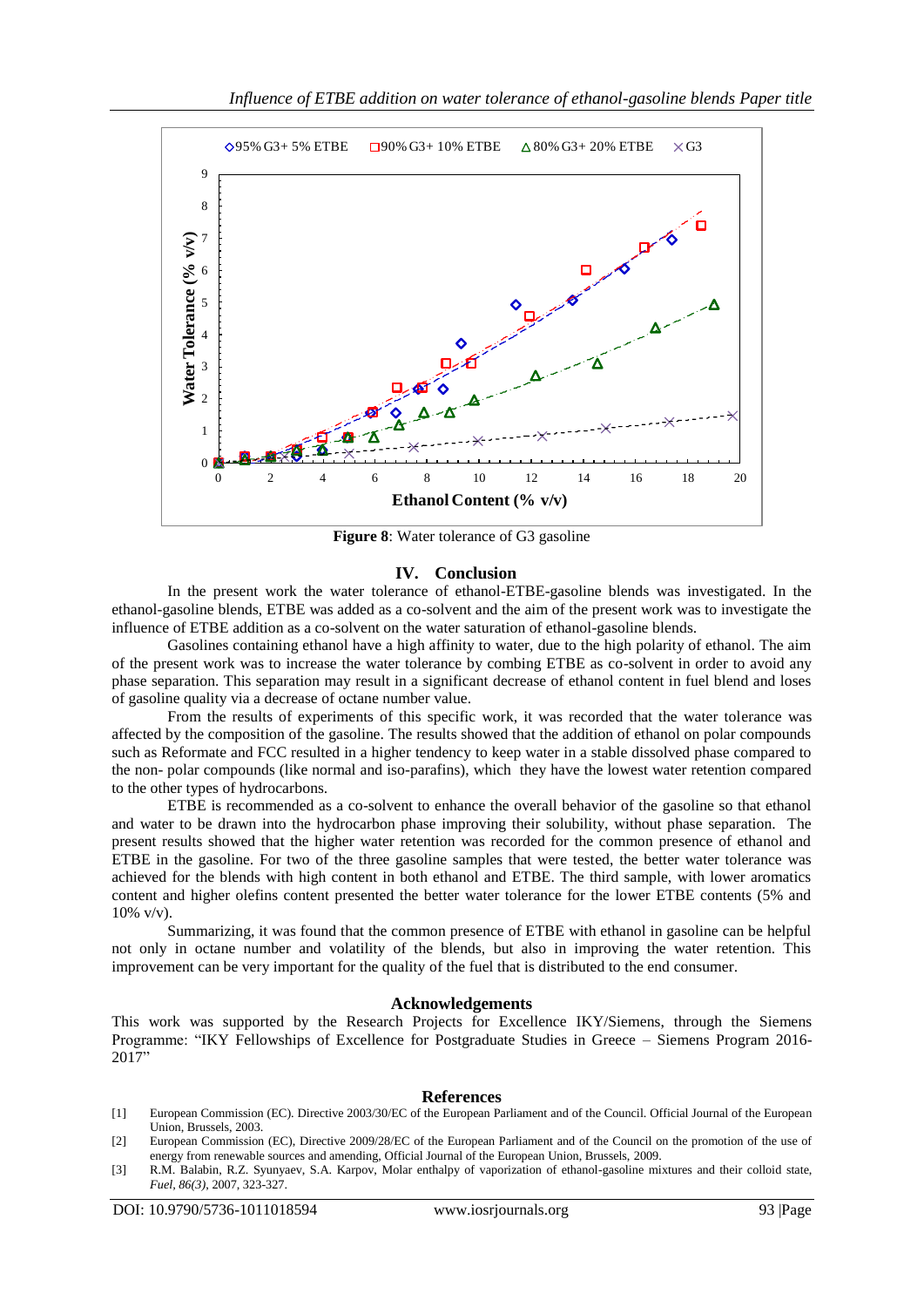**Figure 8**: Water tolerance of G3 gasoline

## IV. Conclusion

In the present work the water tolerance of ethanol-ETBE-gasoline blends was investigated. In the ethanol-gasoline blends, ETBE was added as a co-solvent and the aim of the present work was to investigate the influence of ETBE addition as a co-solvent on the water saturation of ethanol-gasoline blends.

Gasolines containing ethanol have a high affinity to water, due to the high polarity of ethanol. The aim of the present work was to increase the water tolerance by combing ETBE as co-solvent in order to avoid any phase separation. This separation may result in a significant decrease of ethanol content in fuel blend and loses of gasoline quality via a decrease of octane number value.

From the results of experiments of this specific work, it was recorded that the water tolerance was affected by the composition of the gasoline. The results showed that the addition of ethanol on polar compounds such as Reformate and FCC resulted in a higher tendency to keep water in a stable dissolved phase compared to the non- polar compounds (like normal and iso-parafins), which they have the lowest water retention compared to the other types of hydrocarbons.

ETBE is recommended as a co-solvent to enhance the overall behavior of the gasoline so that ethanol and water to be drawn into the hydrocarbon phase improving their solubility, without phase separation. The present results showed that the higher water retention was recorded for the common presence of ethanol and ETBE in the gasoline. For two of the three gasoline samples that were tested, the better water tolerance was achieved for the blends with high content in both ethanol and ETBE. The third sample, with lower aromatics content and higher olefins content presented the better water tolerance for the lower ETBE contents (5% and 10% v/v).

Summarizing, it was found that the common presence of ETBE with ethanol in gasoline can be helpful not only in octane number and volatility of the blends, but also in improving the water retention. This improvement can be very important for the quality of the fuel that is distributed to the end consumer.

## Acknowledgements

This work was supported by the Research Projects for Excellence IKY/Siemens, through the Siemens Programme: "IKY Fellowships of Excellence for Postgraduate Studies in Greece – Siemens Program 2016-2017"

## References

[1] European Commission (EC). Directive 2003/30/EC of the European Parliament and of the Council. Official Journal of the European Union, Brussels, 2003.

[2] European Commission (EC), Directive 2009/28/EC of the European Parliament and of the Council on the promotion of the use of energy from renewable sources and amending, Official Journal of the European Union, Brussels, 2009.

[3] R.M. Balabin, R.Z. Syunyaev, S.A. Karpov, Molar enthalpy of vaporization of ethanol-gasoline mixtures and their colloid state, *Fuel, 86(3)*, 2007, 323-327.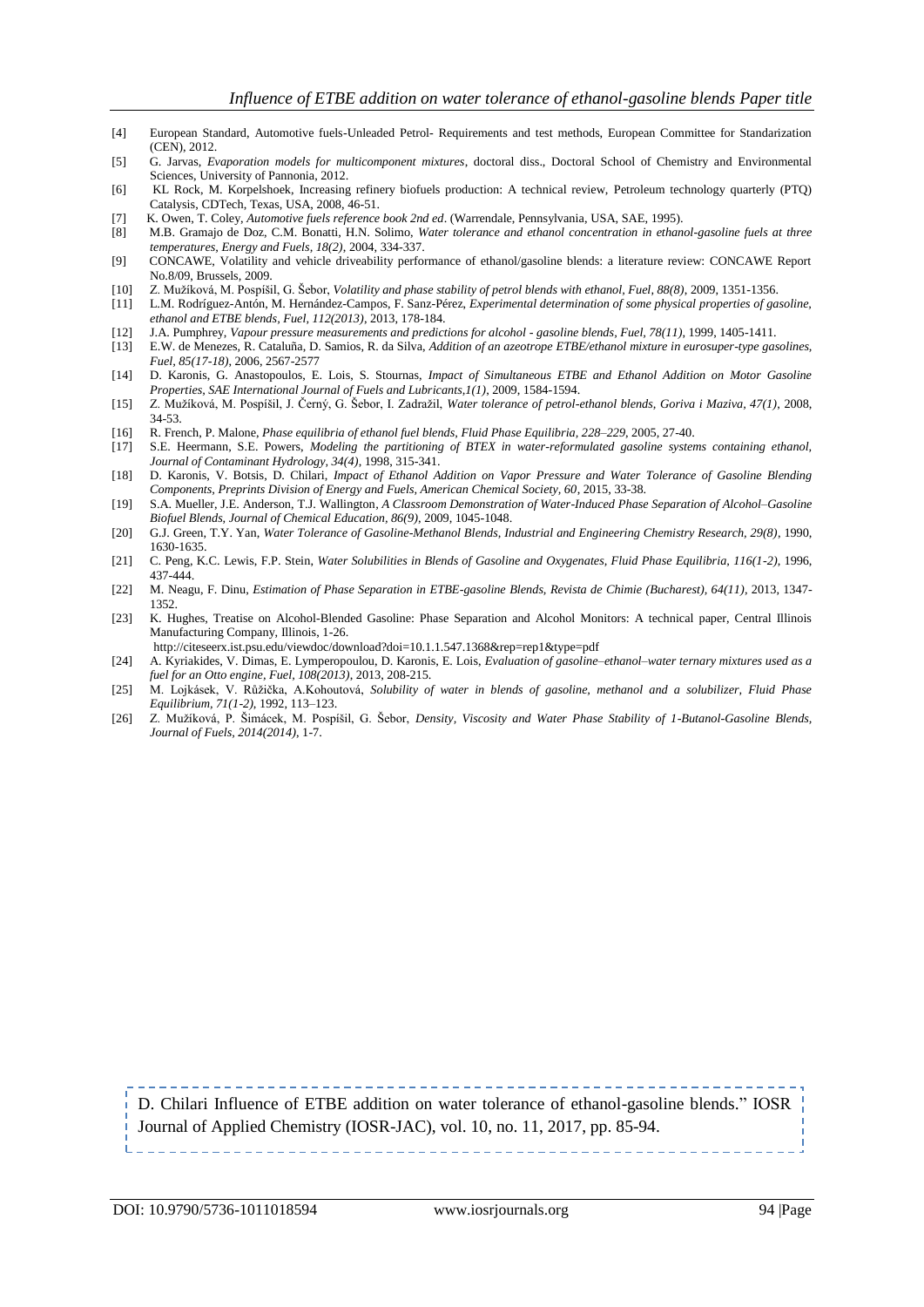[4] European Standard, Automotive fuels-Unleaded Petrol- Requirements and test methods, European Committee for Standarization (CEN), 2012.

[5] G. Jarvas, *Evaporation models for multicomponent mixtures*, doctoral diss., Doctoral School of Chemistry and Environmental Sciences, University of Pannonia, 2012.

[6] KL Rock, M. Korpelshoek, Increasing refinery biofuels production: A technical review, Petroleum technology quarterly (PTQ) Catalysis, CDTech, Texas, USA, 2008, 46-51.

[7] K. Owen, T. Coley, *Automotive fuels reference book 2nd ed*. (Warrendale, Pennsylvania, USA, SAE, 1995).

[8] M.B. Gramajo de Doz, C.M. Bonatti, H.N. Solimo, *Water tolerance and ethanol concentration in ethanol-gasoline fuels at three temperatures, Energy and Fuels, 18(2)*, 2004, 334-337.

[9] CONCAWE, Volatility and vehicle driveability performance of ethanol/gasoline blends: a literature review: CONCAWE Report No.8/09, Brussels, 2009.

[10] Z. Mužíková, M. Pospíšil, G. Šebor, *Volatility and phase stability of petrol blends with ethanol, Fuel, 88(8)*, 2009, 1351-1356.

[11] L.M. Rodríguez-Antón, M. Hernández-Campos, F. Sanz-Pérez, *Experimental determination of some physical properties of gasoline, ethanol and ETBE blends, Fuel, 112(2013)*, 2013, 178-184.

[12] J.A. Pumphrey, *Vapour pressure measurements and predictions for alcohol - gasoline blends, Fuel, 78(11)*, 1999, 1405-1411.

[13] E.W. de Menezes, R. Cataluña, D. Samios, R. da Silva, *Addition of an azeotrope ETBE/ethanol mixture in eurosuper-type gasolines, Fuel, 85(17-18)*, 2006, 2567-2577

[14] D. Karonis, G. Anastopoulos, E. Lois, S. Stournas, *Impact of Simultaneous ETBE and Ethanol Addition on Motor Gasoline Properties, SAE International Journal of Fuels and Lubricants,1(1)*, 2009, 1584-1594.

[15] Z. Mužíková, M. Pospíšil, J. Černý, G. Šebor, I. Zadražil, *Water tolerance of petrol-ethanol blends, Goriva i Maziva, 47(1)*, 2008, 34-53.

[16] R. French, P. Malone, *Phase equilibria of ethanol fuel blends, Fluid Phase Equilibria, 228–229*, 2005, 27-40.

[17] S.E. Heermann, S.E. Powers, *Modeling the partitioning of BTEX in water-reformulated gasoline systems containing ethanol, Journal of Contaminant Hydrology, 34(4)*, 1998, 315-341.

[18] D. Karonis, V. Botsis, D. Chilari, *Impact of Ethanol Addition on Vapor Pressure and Water Tolerance of Gasoline Blending Components, Preprints Division of Energy and Fuels, American Chemical Society, 60*, 2015, 33-38.

[19] S.A. Mueller, J.E. Anderson, T.J. Wallington, *A Classroom Demonstration of Water-Induced Phase Separation of Alcohol–Gasoline Biofuel Blends, Journal of Chemical Education, 86(9)*, 2009, 1045-1048.

[20] G.J. Green, T.Y. Yan, *Water Tolerance of Gasoline-Methanol Blends, Industrial and Engineering Chemistry Research, 29(8)*, 1990, 1630-1635.

[21] C. Peng, K.C. Lewis, F.P. Stein, *Water Solubilities in Blends of Gasoline and Oxygenates, Fluid Phase Equilibria, 116(1-2)*, 1996, 437-444.

[22] M. Neagu, F. Dinu, *Estimation of Phase Separation in ETBE-gasoline Blends, Revista de Chimie (Bucharest), 64(11)*, 2013, 1347-1352.

[23] K. Hughes, Treatise on Alcohol-Blended Gasoline: Phase Separation and Alcohol Monitors: A technical paper, Central Illinois Manufacturing Company, Illinois, 1-26.
http://citeseerx.ist.psu.edu/viewdoc/download?doi=10.1.1.547.1368&rep=rep1&type=pdf

[24] A. Kyriakides, V. Dimas, E. Lymperopoulou, D. Karonis, E. Lois, *Evaluation of gasoline–ethanol–water ternary mixtures used as a fuel for an Otto engine, Fuel, 108(2013)*, 2013, 208-215.

[25] M. Lojkásek, V. Růžička, A.Kohoutová, *Solubility of water in blends of gasoline, methanol and a solubilizer, Fluid Phase Equilibrium, 71(1-2)*, 1992, 113–123.

[26] Z. Mužíková, P. Šimácek, M. Pospíšil, G. Šebor, *Density, Viscosity and Water Phase Stability of 1-Butanol-Gasoline Blends, Journal of Fuels, 2014(2014)*, 1-7.

D. Chilari Influence of ETBE addition on water tolerance of ethanol-gasoline blends." IOSR Journal of Applied Chemistry (IOSR-JAC), vol. 10, no. 11, 2017, pp. 85-94.